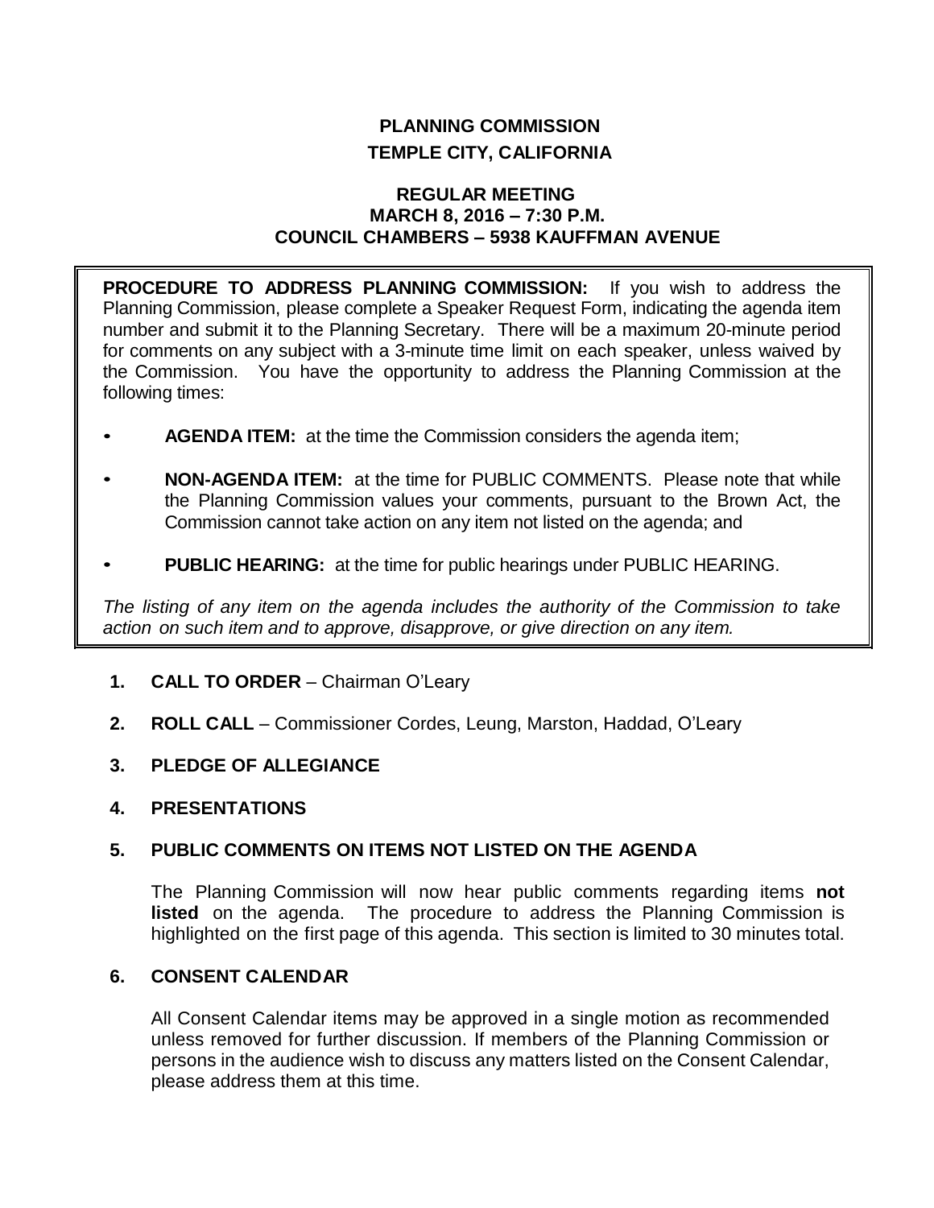# PLANNING COMMISSION
## TEMPLE CITY, CALIFORNIA

### REGULAR MEETING
### MARCH 8, 2016 – 7:30 P.M.
### COUNCIL CHAMBERS – 5938 KAUFFMAN AVENUE

**PROCEDURE TO ADDRESS PLANNING COMMISSION:** If you wish to address the Planning Commission, please complete a Speaker Request Form, indicating the agenda item number and submit it to the Planning Secretary. There will be a maximum 20-minute period for comments on any subject with a 3-minute time limit on each speaker, unless waived by the Commission. You have the opportunity to address the Planning Commission at the following times:

- **AGENDA ITEM:** at the time the Commission considers the agenda item;
- **NON-AGENDA ITEM:** at the time for PUBLIC COMMENTS. Please note that while the Planning Commission values your comments, pursuant to the Brown Act, the Commission cannot take action on any item not listed on the agenda; and
- **PUBLIC HEARING:** at the time for public hearings under PUBLIC HEARING.

*The listing of any item on the agenda includes the authority of the Commission to take action on such item and to approve, disapprove, or give direction on any item.*

1. **CALL TO ORDER** – Chairman O'Leary

2. **ROLL CALL** – Commissioner Cordes, Leung, Marston, Haddad, O'Leary

3. **PLEDGE OF ALLEGIANCE**

4. **PRESENTATIONS**

5. **PUBLIC COMMENTS ON ITEMS NOT LISTED ON THE AGENDA**

   The Planning Commission will now hear public comments regarding items **not listed** on the agenda. The procedure to address the Planning Commission is highlighted on the first page of this agenda. This section is limited to 30 minutes total.

6. **CONSENT CALENDAR**

   All Consent Calendar items may be approved in a single motion as recommended unless removed for further discussion. If members of the Planning Commission or persons in the audience wish to discuss any matters listed on the Consent Calendar, please address them at this time.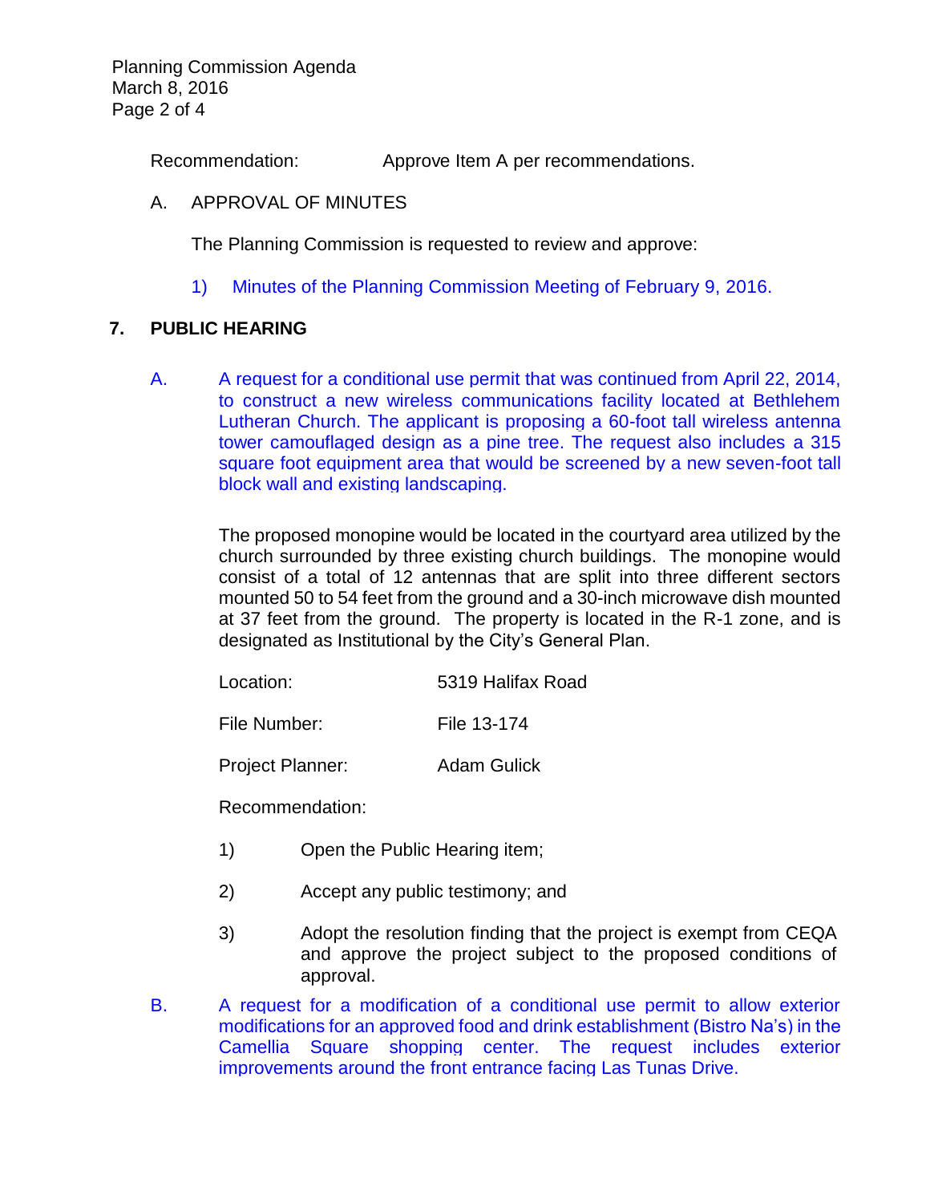Recommendation: Approve Item A per recommendations.

A. APPROVAL OF MINUTES

The Planning Commission is requested to review and approve:

1) Minutes of the Planning Commission Meeting of February 9, 2016.

## 7. PUBLIC HEARING

A. A request for a conditional use permit that was continued from April 22, 2014, to construct a new wireless communications facility located at Bethlehem Lutheran Church. The applicant is proposing a 60-foot tall wireless antenna tower camouflaged design as a pine tree. The request also includes a 315 square foot equipment area that would be screened by a new seven-foot tall block wall and existing landscaping.

The proposed monopine would be located in the courtyard area utilized by the church surrounded by three existing church buildings. The monopine would consist of a total of 12 antennas that are split into three different sectors mounted 50 to 54 feet from the ground and a 30-inch microwave dish mounted at 37 feet from the ground. The property is located in the R-1 zone, and is designated as Institutional by the City's General Plan.

Location: 5319 Halifax Road

File Number: File 13-174

Project Planner: Adam Gulick

Recommendation:

1) Open the Public Hearing item;

2) Accept any public testimony; and

3) Adopt the resolution finding that the project is exempt from CEQA and approve the project subject to the proposed conditions of approval.

B. A request for a modification of a conditional use permit to allow exterior modifications for an approved food and drink establishment (Bistro Na's) in the Camellia Square shopping center. The request includes exterior improvements around the front entrance facing Las Tunas Drive.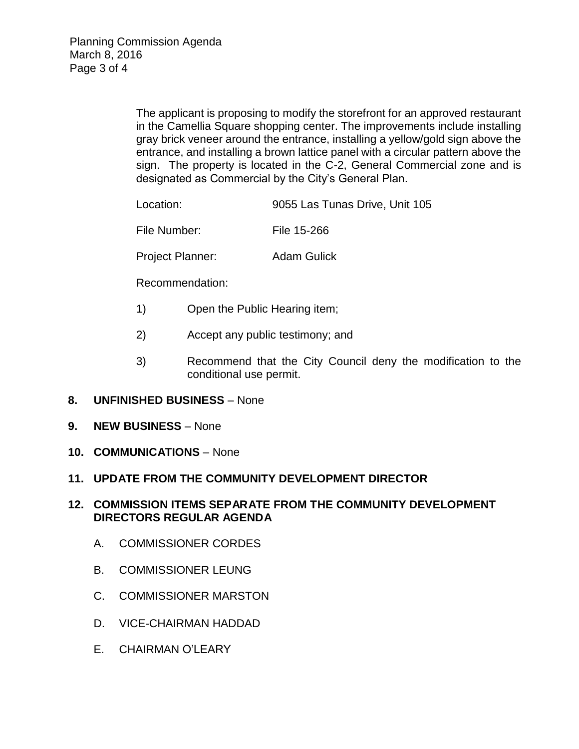The applicant is proposing to modify the storefront for an approved restaurant in the Camellia Square shopping center. The improvements include installing gray brick veneer around the entrance, installing a yellow/gold sign above the entrance, and installing a brown lattice panel with a circular pattern above the sign. The property is located in the C-2, General Commercial zone and is designated as Commercial by the City's General Plan.

Location: 9055 Las Tunas Drive, Unit 105

File Number: File 15-266

Project Planner: Adam Gulick

Recommendation:

1) Open the Public Hearing item;

2) Accept any public testimony; and

3) Recommend that the City Council deny the modification to the conditional use permit.

**8. UNFINISHED BUSINESS** – None

**9. NEW BUSINESS** – None

**10. COMMUNICATIONS** – None

**11. UPDATE FROM THE COMMUNITY DEVELOPMENT DIRECTOR**

**12. COMMISSION ITEMS SEPARATE FROM THE COMMUNITY DEVELOPMENT DIRECTORS REGULAR AGENDA**

A. COMMISSIONER CORDES

B. COMMISSIONER LEUNG

C. COMMISSIONER MARSTON

D. VICE-CHAIRMAN HADDAD

E. CHAIRMAN O'LEARY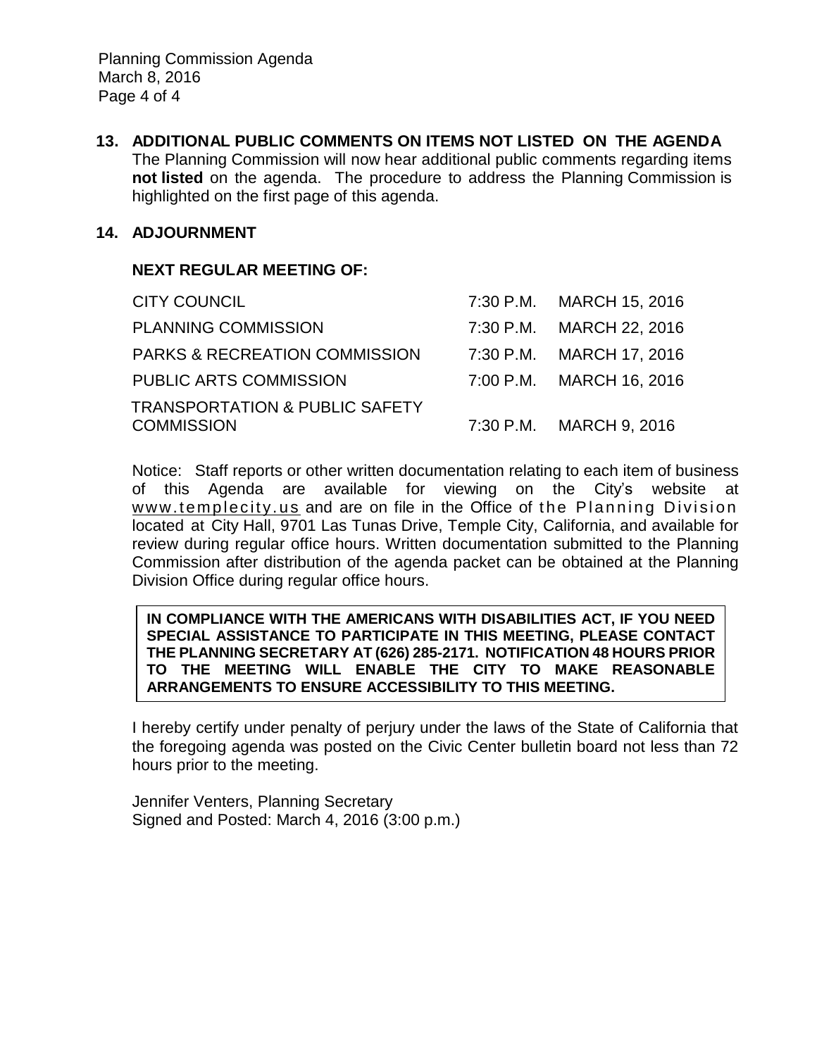**13. ADDITIONAL PUBLIC COMMENTS ON ITEMS NOT LISTED ON THE AGENDA**

The Planning Commission will now hear additional public comments regarding items **not listed** on the agenda. The procedure to address the Planning Commission is highlighted on the first page of this agenda.

**14. ADJOURNMENT**

**NEXT REGULAR MEETING OF:**

| | | |
|---|---|---|
| CITY COUNCIL | 7:30 P.M. | MARCH 15, 2016 |
| PLANNING COMMISSION | 7:30 P.M. | MARCH 22, 2016 |
| PARKS & RECREATION COMMISSION | 7:30 P.M. | MARCH 17, 2016 |
| PUBLIC ARTS COMMISSION | 7:00 P.M. | MARCH 16, 2016 |
| TRANSPORTATION & PUBLIC SAFETY COMMISSION | 7:30 P.M. | MARCH 9, 2016 |

Notice: Staff reports or other written documentation relating to each item of business of this Agenda are available for viewing on the City's website at www.templecity.us and are on file in the Office of the Planning Division located at City Hall, 9701 Las Tunas Drive, Temple City, California, and available for review during regular office hours. Written documentation submitted to the Planning Commission after distribution of the agenda packet can be obtained at the Planning Division Office during regular office hours.

**IN COMPLIANCE WITH THE AMERICANS WITH DISABILITIES ACT, IF YOU NEED SPECIAL ASSISTANCE TO PARTICIPATE IN THIS MEETING, PLEASE CONTACT THE PLANNING SECRETARY AT (626) 285-2171. NOTIFICATION 48 HOURS PRIOR TO THE MEETING WILL ENABLE THE CITY TO MAKE REASONABLE ARRANGEMENTS TO ENSURE ACCESSIBILITY TO THIS MEETING.**

I hereby certify under penalty of perjury under the laws of the State of California that the foregoing agenda was posted on the Civic Center bulletin board not less than 72 hours prior to the meeting.

Jennifer Venters, Planning Secretary
Signed and Posted: March 4, 2016 (3:00 p.m.)